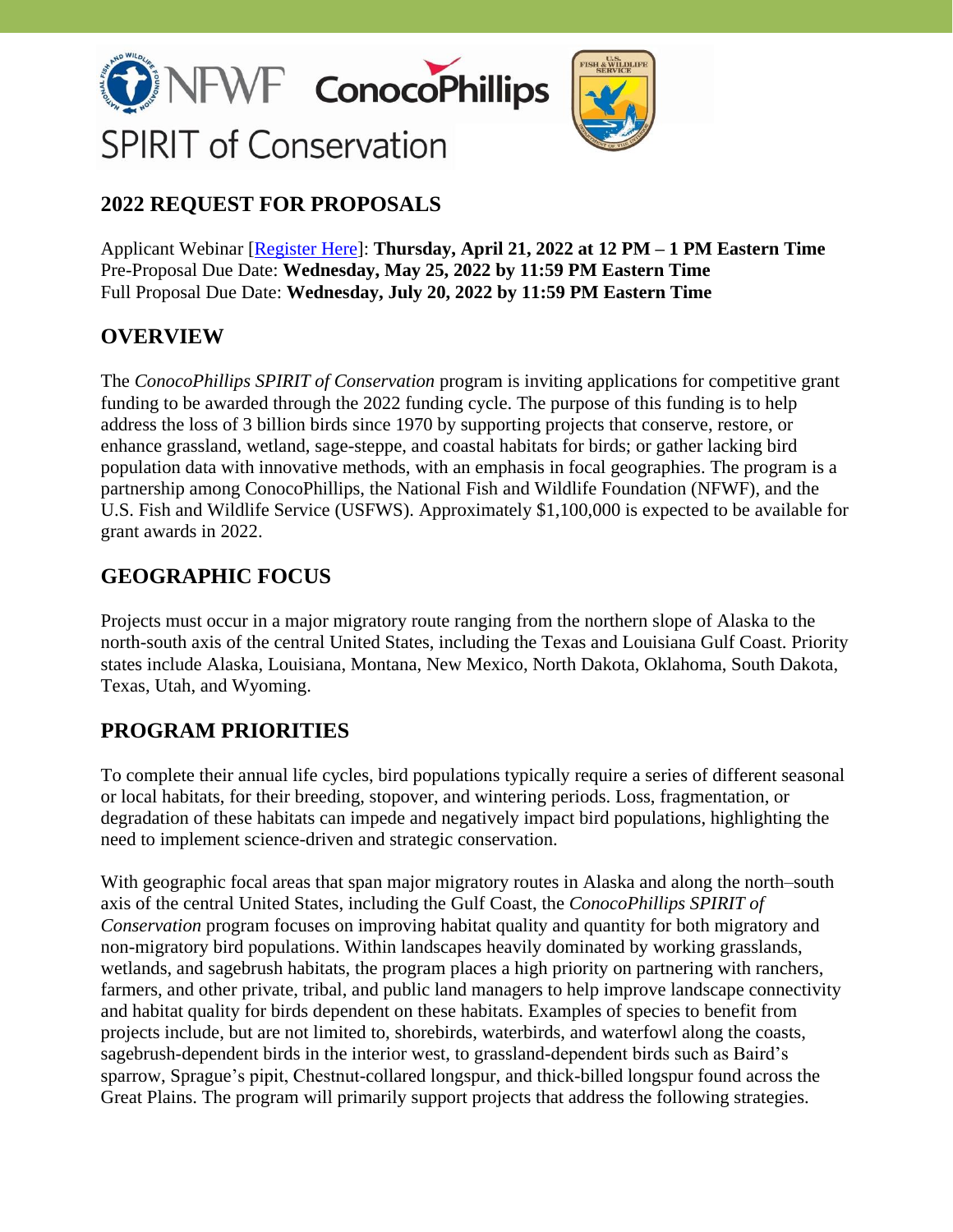NFWF ConocoPhillips

SPIRIT of Conservation

## 2022 REQUEST FOR PROPOSALS

Applicant Webinar [Register Here]: **Thursday, April 21, 2022 at 12 PM – 1 PM Eastern Time**
Pre-Proposal Due Date: **Wednesday, May 25, 2022 by 11:59 PM Eastern Time**
Full Proposal Due Date: **Wednesday, July 20, 2022 by 11:59 PM Eastern Time**

## OVERVIEW

The *ConocoPhillips SPIRIT of Conservation* program is inviting applications for competitive grant funding to be awarded through the 2022 funding cycle. The purpose of this funding is to help address the loss of 3 billion birds since 1970 by supporting projects that conserve, restore, or enhance grassland, wetland, sage-steppe, and coastal habitats for birds; or gather lacking bird population data with innovative methods, with an emphasis in focal geographies. The program is a partnership among ConocoPhillips, the National Fish and Wildlife Foundation (NFWF), and the U.S. Fish and Wildlife Service (USFWS). Approximately $1,100,000 is expected to be available for grant awards in 2022.

## GEOGRAPHIC FOCUS

Projects must occur in a major migratory route ranging from the northern slope of Alaska to the north-south axis of the central United States, including the Texas and Louisiana Gulf Coast. Priority states include Alaska, Louisiana, Montana, New Mexico, North Dakota, Oklahoma, South Dakota, Texas, Utah, and Wyoming.

## PROGRAM PRIORITIES

To complete their annual life cycles, bird populations typically require a series of different seasonal or local habitats, for their breeding, stopover, and wintering periods. Loss, fragmentation, or degradation of these habitats can impede and negatively impact bird populations, highlighting the need to implement science-driven and strategic conservation.

With geographic focal areas that span major migratory routes in Alaska and along the north–south axis of the central United States, including the Gulf Coast, the *ConocoPhillips SPIRIT of Conservation* program focuses on improving habitat quality and quantity for both migratory and non-migratory bird populations. Within landscapes heavily dominated by working grasslands, wetlands, and sagebrush habitats, the program places a high priority on partnering with ranchers, farmers, and other private, tribal, and public land managers to help improve landscape connectivity and habitat quality for birds dependent on these habitats. Examples of species to benefit from projects include, but are not limited to, shorebirds, waterbirds, and waterfowl along the coasts, sagebrush-dependent birds in the interior west, to grassland-dependent birds such as Baird's sparrow, Sprague's pipit, Chestnut-collared longspur, and thick-billed longspur found across the Great Plains. The program will primarily support projects that address the following strategies.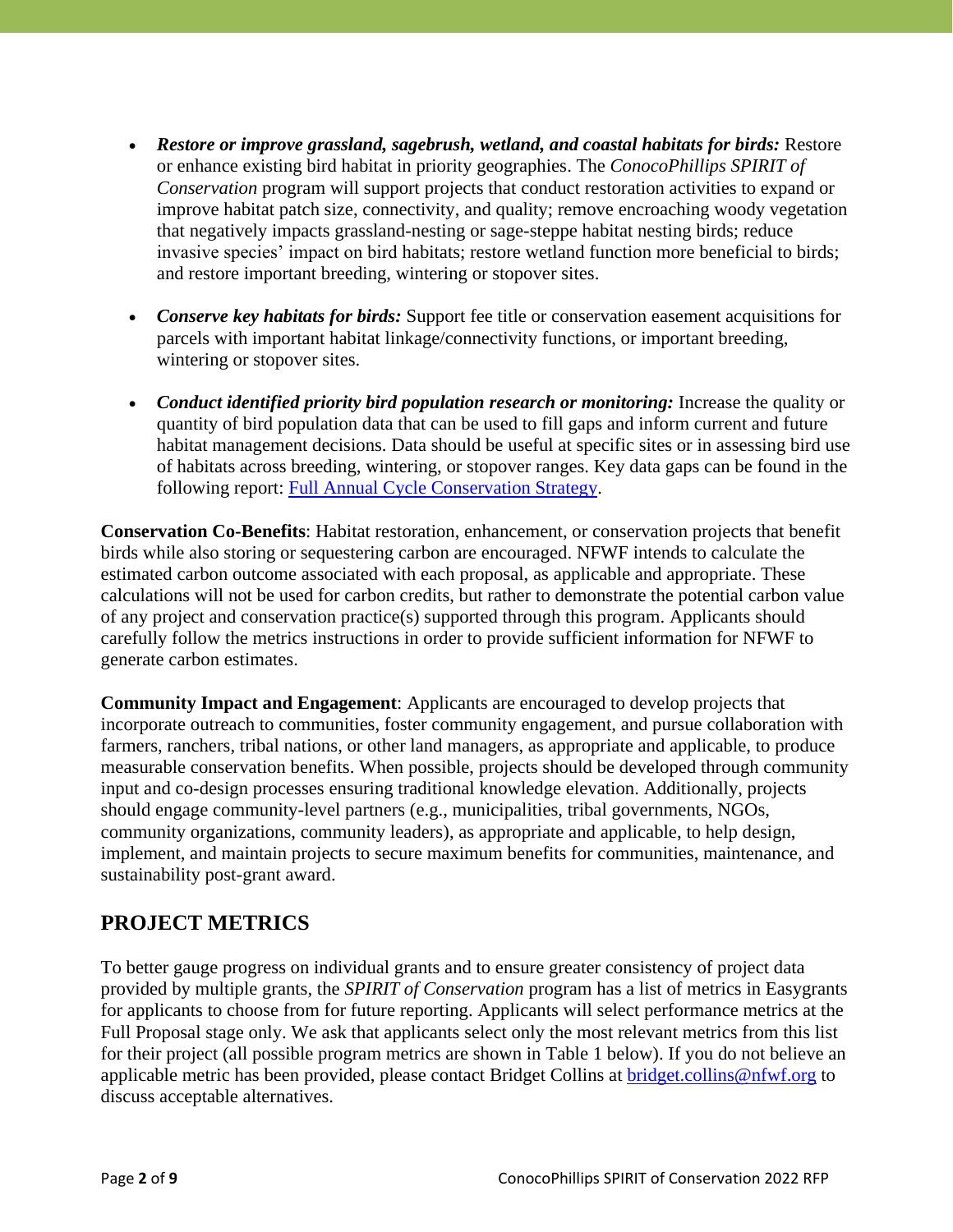- ***Restore or improve grassland, sagebrush, wetland, and coastal habitats for birds:*** Restore or enhance existing bird habitat in priority geographies. The *ConocoPhillips SPIRIT of Conservation* program will support projects that conduct restoration activities to expand or improve habitat patch size, connectivity, and quality; remove encroaching woody vegetation that negatively impacts grassland-nesting or sage-steppe habitat nesting birds; reduce invasive species' impact on bird habitats; restore wetland function more beneficial to birds; and restore important breeding, wintering or stopover sites.

- ***Conserve key habitats for birds:*** Support fee title or conservation easement acquisitions for parcels with important habitat linkage/connectivity functions, or important breeding, wintering or stopover sites.

- ***Conduct identified priority bird population research or monitoring:*** Increase the quality or quantity of bird population data that can be used to fill gaps and inform current and future habitat management decisions. Data should be useful at specific sites or in assessing bird use of habitats across breeding, wintering, or stopover ranges. Key data gaps can be found in the following report: Full Annual Cycle Conservation Strategy.

**Conservation Co-Benefits**: Habitat restoration, enhancement, or conservation projects that benefit birds while also storing or sequestering carbon are encouraged. NFWF intends to calculate the estimated carbon outcome associated with each proposal, as applicable and appropriate. These calculations will not be used for carbon credits, but rather to demonstrate the potential carbon value of any project and conservation practice(s) supported through this program. Applicants should carefully follow the metrics instructions in order to provide sufficient information for NFWF to generate carbon estimates.

**Community Impact and Engagement**: Applicants are encouraged to develop projects that incorporate outreach to communities, foster community engagement, and pursue collaboration with farmers, ranchers, tribal nations, or other land managers, as appropriate and applicable, to produce measurable conservation benefits. When possible, projects should be developed through community input and co-design processes ensuring traditional knowledge elevation. Additionally, projects should engage community-level partners (e.g., municipalities, tribal governments, NGOs, community organizations, community leaders), as appropriate and applicable, to help design, implement, and maintain projects to secure maximum benefits for communities, maintenance, and sustainability post-grant award.

## PROJECT METRICS

To better gauge progress on individual grants and to ensure greater consistency of project data provided by multiple grants, the *SPIRIT of Conservation* program has a list of metrics in Easygrants for applicants to choose from for future reporting. Applicants will select performance metrics at the Full Proposal stage only. We ask that applicants select only the most relevant metrics from this list for their project (all possible program metrics are shown in Table 1 below). If you do not believe an applicable metric has been provided, please contact Bridget Collins at bridget.collins@nfwf.org to discuss acceptable alternatives.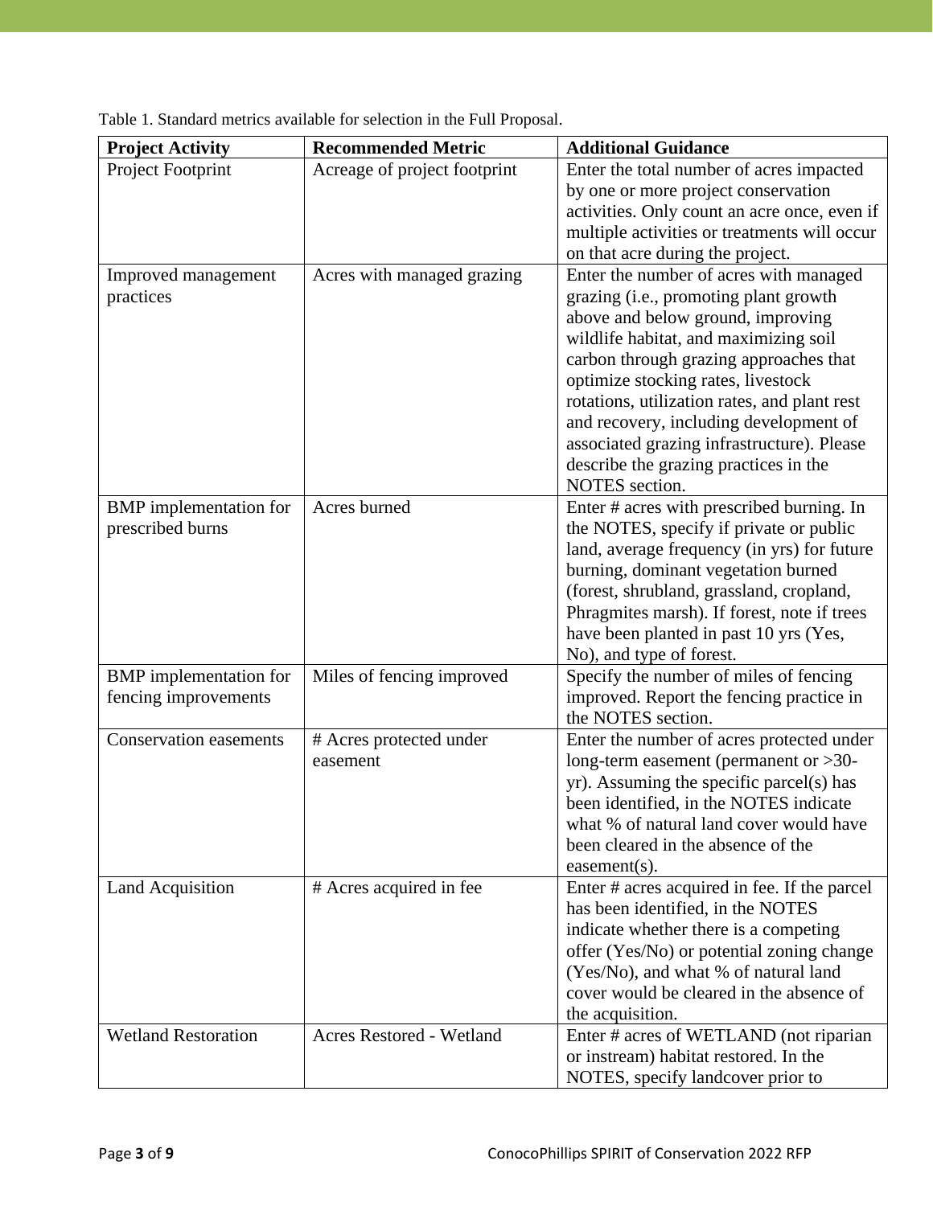Table 1. Standard metrics available for selection in the Full Proposal.

| Project Activity | Recommended Metric | Additional Guidance |
|---|---|---|
| Project Footprint | Acreage of project footprint | Enter the total number of acres impacted by one or more project conservation activities. Only count an acre once, even if multiple activities or treatments will occur on that acre during the project. |
| Improved management practices | Acres with managed grazing | Enter the number of acres with managed grazing (i.e., promoting plant growth above and below ground, improving wildlife habitat, and maximizing soil carbon through grazing approaches that optimize stocking rates, livestock rotations, utilization rates, and plant rest and recovery, including development of associated grazing infrastructure). Please describe the grazing practices in the NOTES section. |
| BMP implementation for prescribed burns | Acres burned | Enter # acres with prescribed burning. In the NOTES, specify if private or public land, average frequency (in yrs) for future burning, dominant vegetation burned (forest, shrubland, grassland, cropland, Phragmites marsh). If forest, note if trees have been planted in past 10 yrs (Yes, No), and type of forest. |
| BMP implementation for fencing improvements | Miles of fencing improved | Specify the number of miles of fencing improved. Report the fencing practice in the NOTES section. |
| Conservation easements | # Acres protected under easement | Enter the number of acres protected under long-term easement (permanent or >30-yr). Assuming the specific parcel(s) has been identified, in the NOTES indicate what % of natural land cover would have been cleared in the absence of the easement(s). |
| Land Acquisition | # Acres acquired in fee | Enter # acres acquired in fee. If the parcel has been identified, in the NOTES indicate whether there is a competing offer (Yes/No) or potential zoning change (Yes/No), and what % of natural land cover would be cleared in the absence of the acquisition. |
| Wetland Restoration | Acres Restored - Wetland | Enter # acres of WETLAND (not riparian or instream) habitat restored. In the NOTES, specify landcover prior to |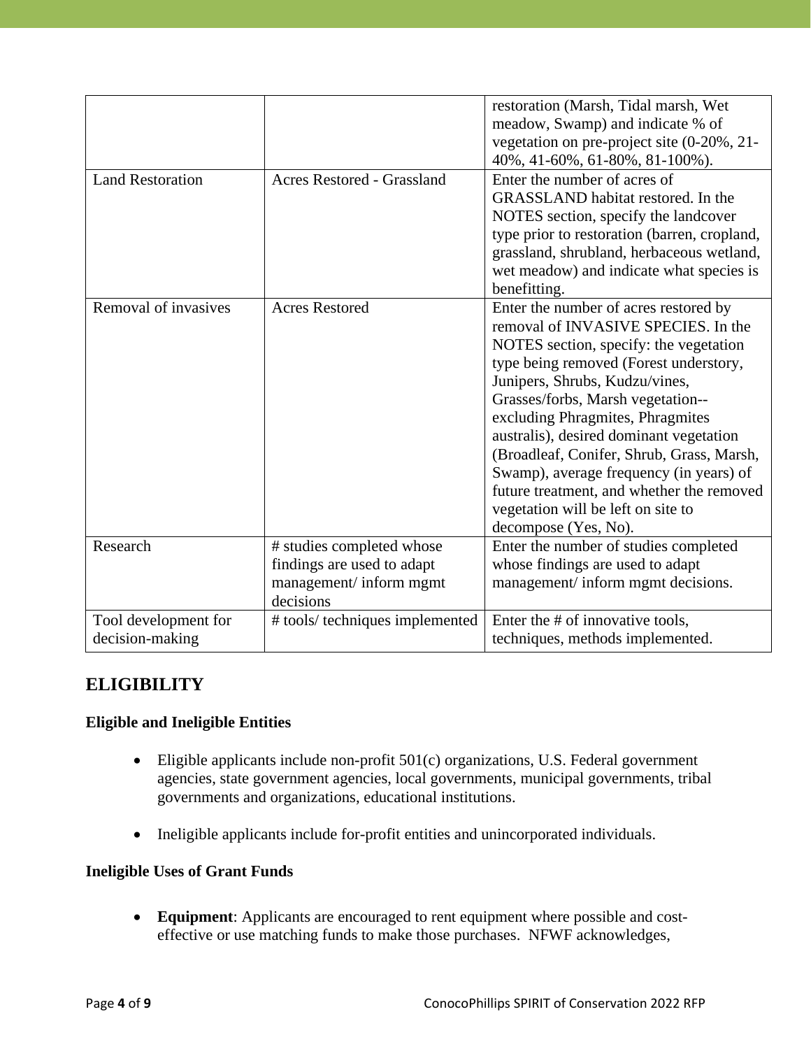| | | |
|---|---|---|
| | | restoration (Marsh, Tidal marsh, Wet meadow, Swamp) and indicate % of vegetation on pre-project site (0-20%, 21-40%, 41-60%, 61-80%, 81-100%). |
| Land Restoration | Acres Restored - Grassland | Enter the number of acres of GRASSLAND habitat restored. In the NOTES section, specify the landcover type prior to restoration (barren, cropland, grassland, shrubland, herbaceous wetland, wet meadow) and indicate what species is benefitting. |
| Removal of invasives | Acres Restored | Enter the number of acres restored by removal of INVASIVE SPECIES. In the NOTES section, specify: the vegetation type being removed (Forest understory, Junipers, Shrubs, Kudzu/vines, Grasses/forbs, Marsh vegetation--excluding Phragmites, Phragmites australis), desired dominant vegetation (Broadleaf, Conifer, Shrub, Grass, Marsh, Swamp), average frequency (in years) of future treatment, and whether the removed vegetation will be left on site to decompose (Yes, No). |
| Research | # studies completed whose findings are used to adapt management/ inform mgmt decisions | Enter the number of studies completed whose findings are used to adapt management/ inform mgmt decisions. |
| Tool development for decision-making | # tools/ techniques implemented | Enter the # of innovative tools, techniques, methods implemented. |

## ELIGIBILITY

**Eligible and Ineligible Entities**

- Eligible applicants include non-profit 501(c) organizations, U.S. Federal government agencies, state government agencies, local governments, municipal governments, tribal governments and organizations, educational institutions.

- Ineligible applicants include for-profit entities and unincorporated individuals.

**Ineligible Uses of Grant Funds**

- **Equipment**: Applicants are encouraged to rent equipment where possible and cost-effective or use matching funds to make those purchases. NFWF acknowledges,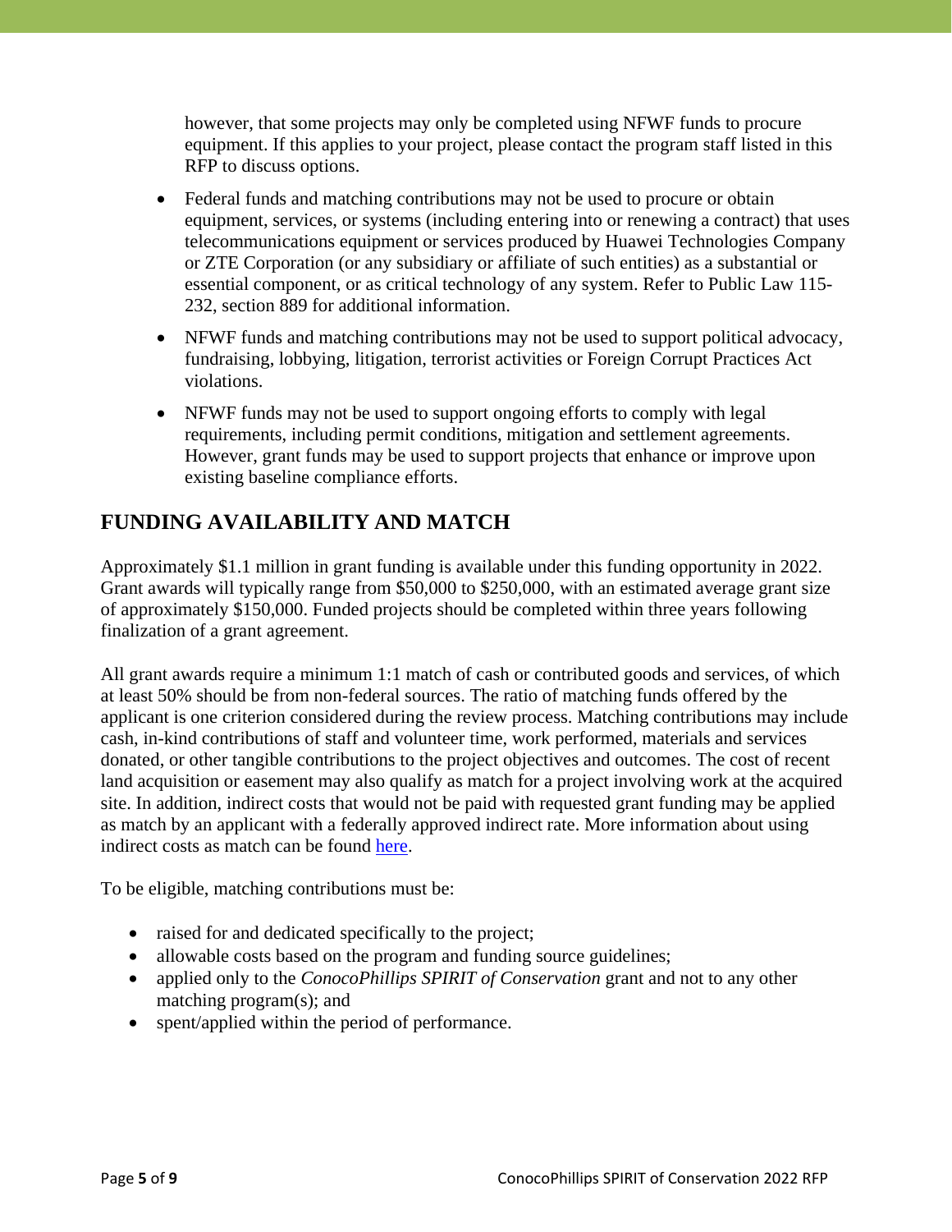however, that some projects may only be completed using NFWF funds to procure equipment. If this applies to your project, please contact the program staff listed in this RFP to discuss options.

- Federal funds and matching contributions may not be used to procure or obtain equipment, services, or systems (including entering into or renewing a contract) that uses telecommunications equipment or services produced by Huawei Technologies Company or ZTE Corporation (or any subsidiary or affiliate of such entities) as a substantial or essential component, or as critical technology of any system. Refer to Public Law 115-232, section 889 for additional information.
- NFWF funds and matching contributions may not be used to support political advocacy, fundraising, lobbying, litigation, terrorist activities or Foreign Corrupt Practices Act violations.
- NFWF funds may not be used to support ongoing efforts to comply with legal requirements, including permit conditions, mitigation and settlement agreements. However, grant funds may be used to support projects that enhance or improve upon existing baseline compliance efforts.

## FUNDING AVAILABILITY AND MATCH

Approximately $1.1 million in grant funding is available under this funding opportunity in 2022. Grant awards will typically range from $50,000 to $250,000, with an estimated average grant size of approximately $150,000. Funded projects should be completed within three years following finalization of a grant agreement.

All grant awards require a minimum 1:1 match of cash or contributed goods and services, of which at least 50% should be from non-federal sources. The ratio of matching funds offered by the applicant is one criterion considered during the review process. Matching contributions may include cash, in-kind contributions of staff and volunteer time, work performed, materials and services donated, or other tangible contributions to the project objectives and outcomes. The cost of recent land acquisition or easement may also qualify as match for a project involving work at the acquired site. In addition, indirect costs that would not be paid with requested grant funding may be applied as match by an applicant with a federally approved indirect rate. More information about using indirect costs as match can be found here.

To be eligible, matching contributions must be:

- raised for and dedicated specifically to the project;
- allowable costs based on the program and funding source guidelines;
- applied only to the *ConocoPhillips SPIRIT of Conservation* grant and not to any other matching program(s); and
- spent/applied within the period of performance.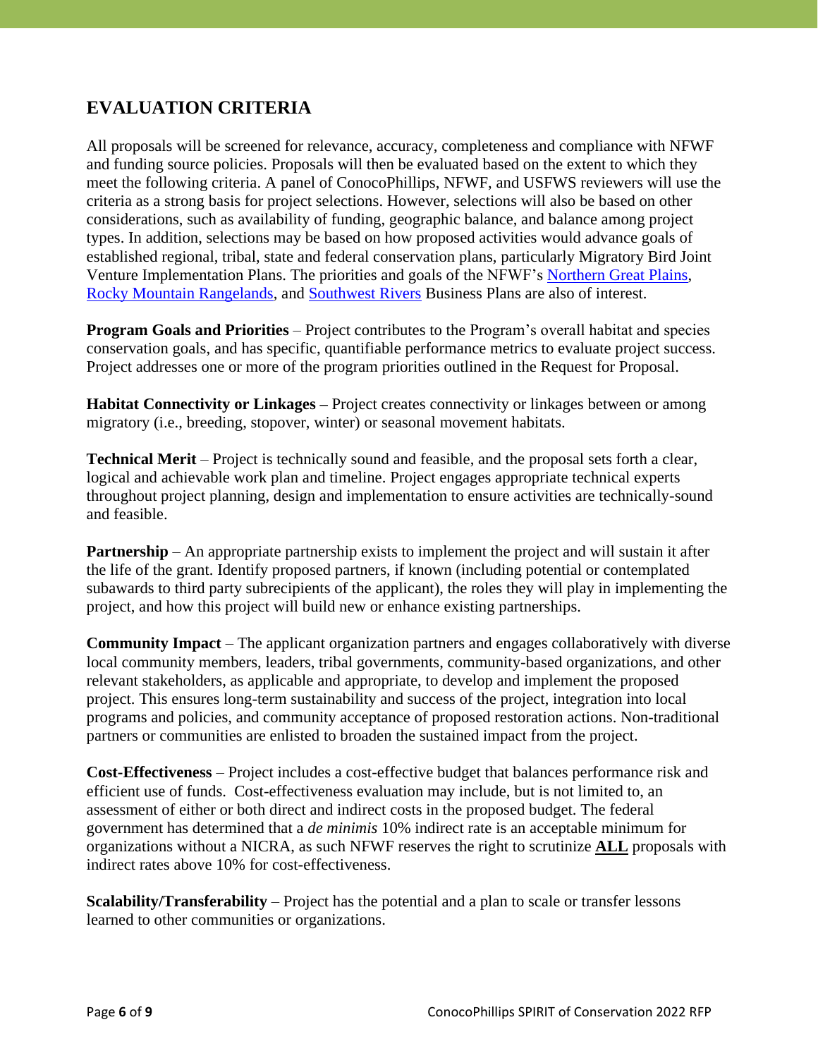## EVALUATION CRITERIA

All proposals will be screened for relevance, accuracy, completeness and compliance with NFWF and funding source policies. Proposals will then be evaluated based on the extent to which they meet the following criteria. A panel of ConocoPhillips, NFWF, and USFWS reviewers will use the criteria as a strong basis for project selections. However, selections will also be based on other considerations, such as availability of funding, geographic balance, and balance among project types. In addition, selections may be based on how proposed activities would advance goals of established regional, tribal, state and federal conservation plans, particularly Migratory Bird Joint Venture Implementation Plans. The priorities and goals of the NFWF's Northern Great Plains, Rocky Mountain Rangelands, and Southwest Rivers Business Plans are also of interest.

**Program Goals and Priorities** – Project contributes to the Program's overall habitat and species conservation goals, and has specific, quantifiable performance metrics to evaluate project success. Project addresses one or more of the program priorities outlined in the Request for Proposal.

**Habitat Connectivity or Linkages –** Project creates connectivity or linkages between or among migratory (i.e., breeding, stopover, winter) or seasonal movement habitats.

**Technical Merit** – Project is technically sound and feasible, and the proposal sets forth a clear, logical and achievable work plan and timeline. Project engages appropriate technical experts throughout project planning, design and implementation to ensure activities are technically-sound and feasible.

**Partnership** – An appropriate partnership exists to implement the project and will sustain it after the life of the grant. Identify proposed partners, if known (including potential or contemplated subawards to third party subrecipients of the applicant), the roles they will play in implementing the project, and how this project will build new or enhance existing partnerships.

**Community Impact** – The applicant organization partners and engages collaboratively with diverse local community members, leaders, tribal governments, community-based organizations, and other relevant stakeholders, as applicable and appropriate, to develop and implement the proposed project. This ensures long-term sustainability and success of the project, integration into local programs and policies, and community acceptance of proposed restoration actions. Non-traditional partners or communities are enlisted to broaden the sustained impact from the project.

**Cost-Effectiveness** – Project includes a cost-effective budget that balances performance risk and efficient use of funds. Cost-effectiveness evaluation may include, but is not limited to, an assessment of either or both direct and indirect costs in the proposed budget. The federal government has determined that a *de minimis* 10% indirect rate is an acceptable minimum for organizations without a NICRA, as such NFWF reserves the right to scrutinize **ALL** proposals with indirect rates above 10% for cost-effectiveness.

**Scalability/Transferability** – Project has the potential and a plan to scale or transfer lessons learned to other communities or organizations.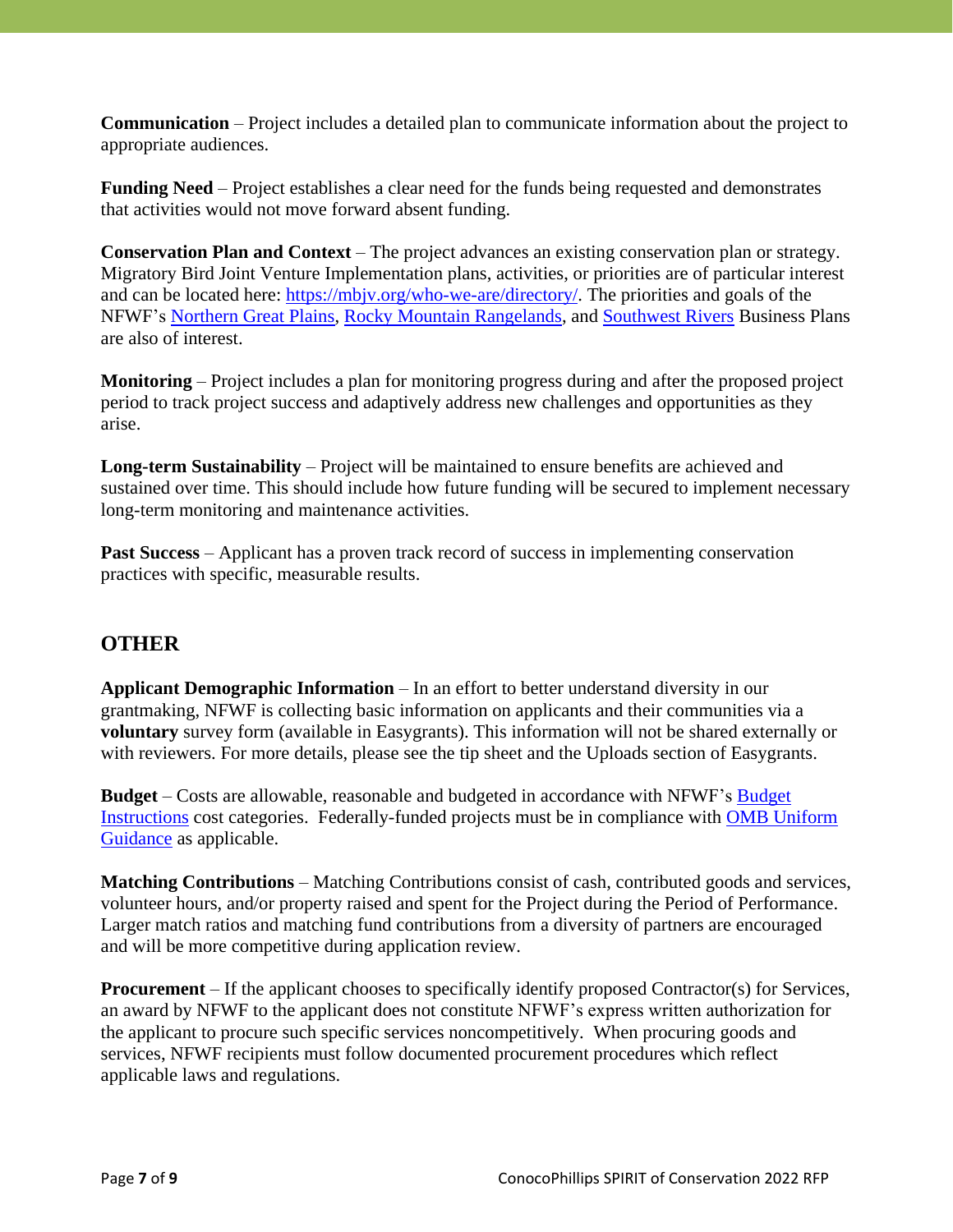**Communication** – Project includes a detailed plan to communicate information about the project to appropriate audiences.

**Funding Need** – Project establishes a clear need for the funds being requested and demonstrates that activities would not move forward absent funding.

**Conservation Plan and Context** – The project advances an existing conservation plan or strategy. Migratory Bird Joint Venture Implementation plans, activities, or priorities are of particular interest and can be located here: https://mbjv.org/who-we-are/directory/. The priorities and goals of the NFWF's Northern Great Plains, Rocky Mountain Rangelands, and Southwest Rivers Business Plans are also of interest.

**Monitoring** – Project includes a plan for monitoring progress during and after the proposed project period to track project success and adaptively address new challenges and opportunities as they arise.

**Long-term Sustainability** – Project will be maintained to ensure benefits are achieved and sustained over time. This should include how future funding will be secured to implement necessary long-term monitoring and maintenance activities.

**Past Success** – Applicant has a proven track record of success in implementing conservation practices with specific, measurable results.

## OTHER

**Applicant Demographic Information** – In an effort to better understand diversity in our grantmaking, NFWF is collecting basic information on applicants and their communities via a **voluntary** survey form (available in Easygrants). This information will not be shared externally or with reviewers. For more details, please see the tip sheet and the Uploads section of Easygrants.

**Budget** – Costs are allowable, reasonable and budgeted in accordance with NFWF's Budget Instructions cost categories. Federally-funded projects must be in compliance with OMB Uniform Guidance as applicable.

**Matching Contributions** – Matching Contributions consist of cash, contributed goods and services, volunteer hours, and/or property raised and spent for the Project during the Period of Performance. Larger match ratios and matching fund contributions from a diversity of partners are encouraged and will be more competitive during application review.

**Procurement** – If the applicant chooses to specifically identify proposed Contractor(s) for Services, an award by NFWF to the applicant does not constitute NFWF's express written authorization for the applicant to procure such specific services noncompetitively. When procuring goods and services, NFWF recipients must follow documented procurement procedures which reflect applicable laws and regulations.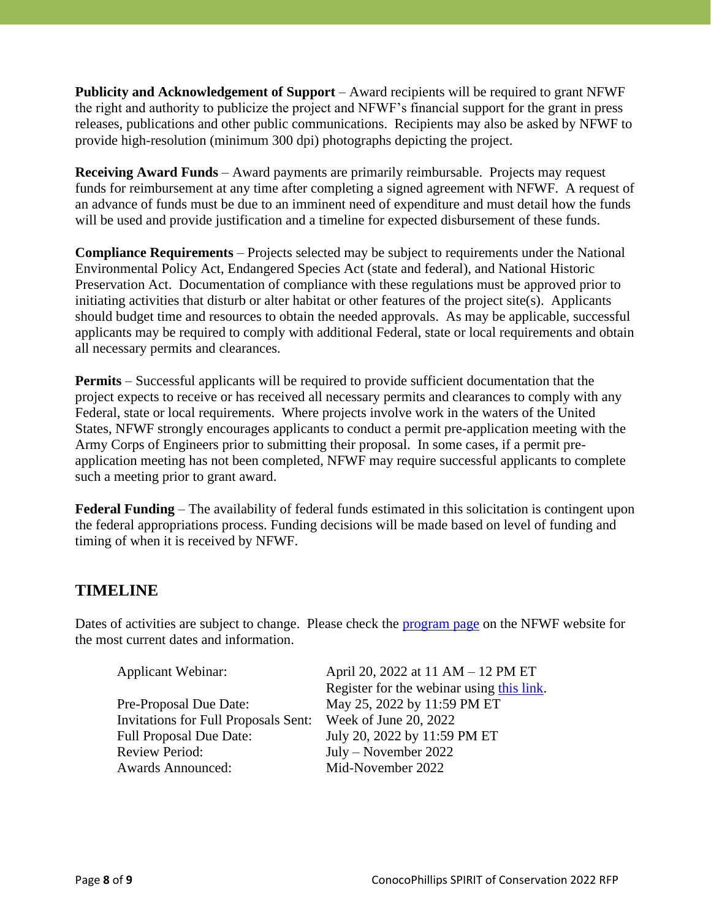**Publicity and Acknowledgement of Support** – Award recipients will be required to grant NFWF the right and authority to publicize the project and NFWF's financial support for the grant in press releases, publications and other public communications. Recipients may also be asked by NFWF to provide high-resolution (minimum 300 dpi) photographs depicting the project.

**Receiving Award Funds** – Award payments are primarily reimbursable. Projects may request funds for reimbursement at any time after completing a signed agreement with NFWF. A request of an advance of funds must be due to an imminent need of expenditure and must detail how the funds will be used and provide justification and a timeline for expected disbursement of these funds.

**Compliance Requirements** – Projects selected may be subject to requirements under the National Environmental Policy Act, Endangered Species Act (state and federal), and National Historic Preservation Act. Documentation of compliance with these regulations must be approved prior to initiating activities that disturb or alter habitat or other features of the project site(s). Applicants should budget time and resources to obtain the needed approvals. As may be applicable, successful applicants may be required to comply with additional Federal, state or local requirements and obtain all necessary permits and clearances.

**Permits** – Successful applicants will be required to provide sufficient documentation that the project expects to receive or has received all necessary permits and clearances to comply with any Federal, state or local requirements. Where projects involve work in the waters of the United States, NFWF strongly encourages applicants to conduct a permit pre-application meeting with the Army Corps of Engineers prior to submitting their proposal. In some cases, if a permit pre-application meeting has not been completed, NFWF may require successful applicants to complete such a meeting prior to grant award.

**Federal Funding** – The availability of federal funds estimated in this solicitation is contingent upon the federal appropriations process. Funding decisions will be made based on level of funding and timing of when it is received by NFWF.

## TIMELINE

Dates of activities are subject to change. Please check the [program page] on the NFWF website for the most current dates and information.

| | |
|---|---|
| Applicant Webinar: | April 20, 2022 at 11 AM – 12 PM ET<br>Register for the webinar using [this link]. |
| Pre-Proposal Due Date: | May 25, 2022 by 11:59 PM ET |
| Invitations for Full Proposals Sent: | Week of June 20, 2022 |
| Full Proposal Due Date: | July 20, 2022 by 11:59 PM ET |
| Review Period: | July – November 2022 |
| Awards Announced: | Mid-November 2022 |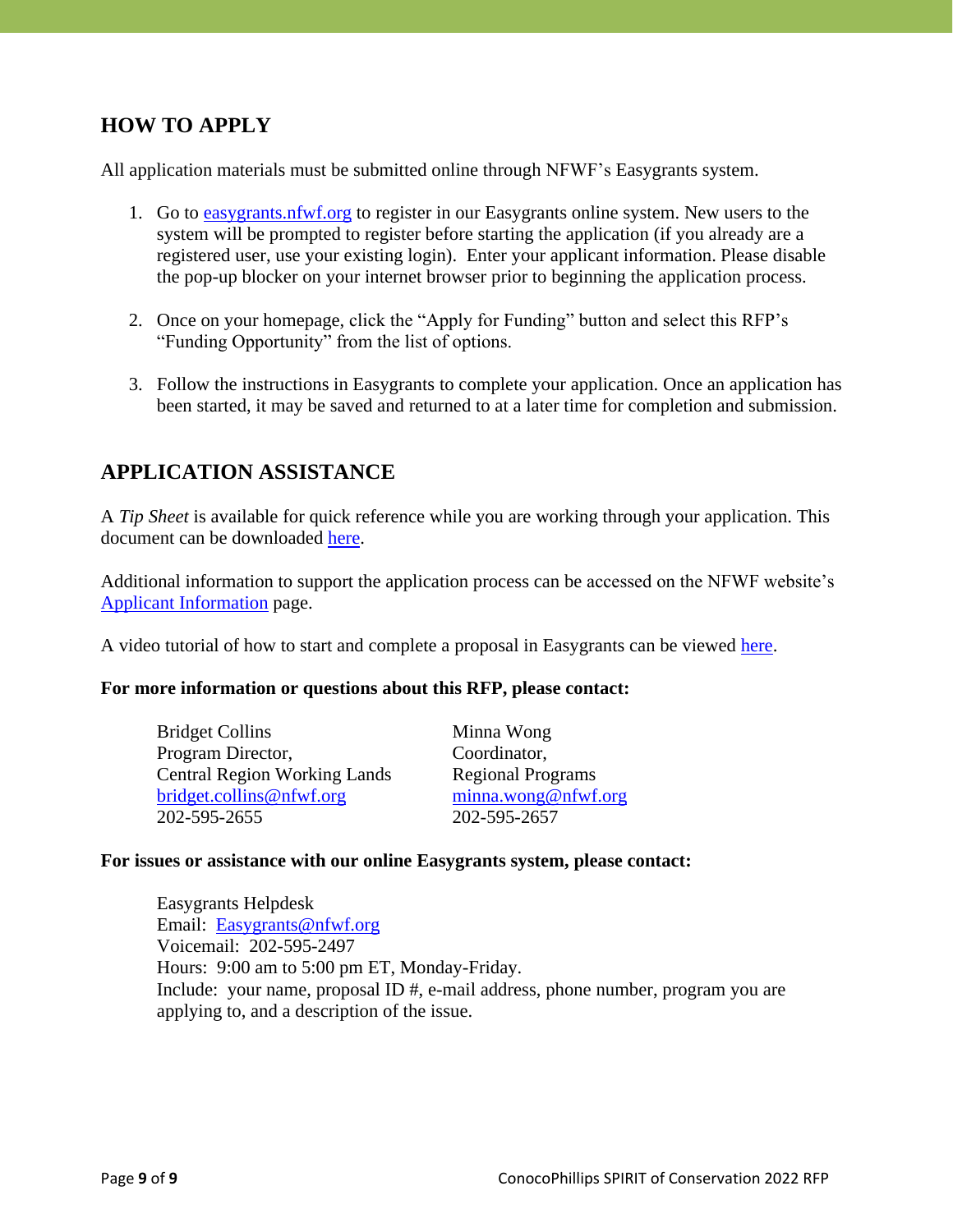## HOW TO APPLY

All application materials must be submitted online through NFWF's Easygrants system.

1. Go to easygrants.nfwf.org to register in our Easygrants online system. New users to the system will be prompted to register before starting the application (if you already are a registered user, use your existing login). Enter your applicant information. Please disable the pop-up blocker on your internet browser prior to beginning the application process.

2. Once on your homepage, click the "Apply for Funding" button and select this RFP's "Funding Opportunity" from the list of options.

3. Follow the instructions in Easygrants to complete your application. Once an application has been started, it may be saved and returned to at a later time for completion and submission.

## APPLICATION ASSISTANCE

A *Tip Sheet* is available for quick reference while you are working through your application. This document can be downloaded here.

Additional information to support the application process can be accessed on the NFWF website's Applicant Information page.

A video tutorial of how to start and complete a proposal in Easygrants can be viewed here.

**For more information or questions about this RFP, please contact:**

Bridget Collins
Program Director,
Central Region Working Lands
bridget.collins@nfwf.org
202-595-2655

Minna Wong
Coordinator,
Regional Programs
minna.wong@nfwf.org
202-595-2657

**For issues or assistance with our online Easygrants system, please contact:**

Easygrants Helpdesk
Email: Easygrants@nfwf.org
Voicemail: 202-595-2497
Hours: 9:00 am to 5:00 pm ET, Monday-Friday.
Include: your name, proposal ID #, e-mail address, phone number, program you are applying to, and a description of the issue.